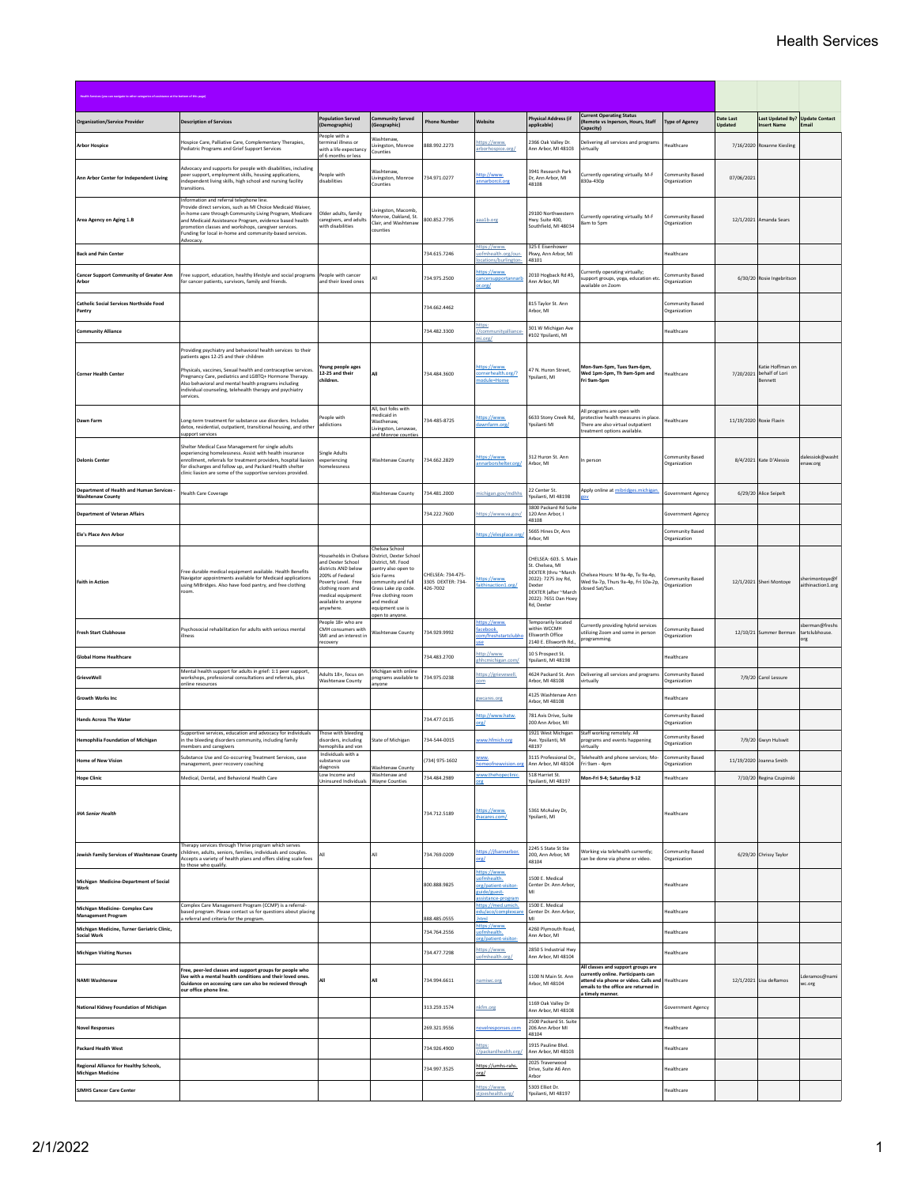# Health Services

Health Services (you can navigate to other categories of assistance at the bottom of this page)

| Organization/Service Provider | Description of Services | Population Served (Demographic) | Community Served (Geographic) | Phone Number | Website | Physical Address (if applicable) | Current Operating Status (Remote vs Inperson, Hours, Staff Capacity) | Type of Agency | Date Last Updated | Last Updated By? Insert Name | Update Contact Email |
|---|---|---|---|---|---|---|---|---|---|---|---|
| **Arbor Hospice** | Hospice Care, Palliative Care, Complementary Therapies, Pediatric Programs and Grief Support Services | People with a terminal illness or with a life expectancy of 6 months or less | Washtenaw, Livingston, Monroe Counties | 888.992.2273 | https://www.arborhospice.org/ | 2366 Oak Valley Dr. Ann Arbor, MI 48103 | Delivering all services and programs virtually | Healthcare | 7/16/2020 | Roseanne Kiesling | |
| **Ann Arbor Center for Independent Living** | Advocacy and supports for people with disabilities, including peer support, employment skills, housing applications, independent living skills, high school and nursing facility transitions. | People with disabilities | Washtenaw, Livingston, Monroe Counties | 734.971.0277 | http://www.annarborcil.org | 3941 Research Park Dr, Ann Arbor, MI 48108 | Currently operating virtually. M-F 830a-430p | Community Based Organization | 07/06/2021 | | |
| **Area Agency on Aging 1.B** | Information and referral telephone line. Provide direct services, such as MI Choice Medicaid Waiver, in-home care through Community Living Program, Medicare and Medicaid Assistance Program, evidence based health promotion classes and workshops, caregiver services. Funding for local in-home and community-based services. Advocacy. | Older adults, family caregivers, and adults with disabilities | Livingston, Macomb, Monroe, Oakland, St. Clair, and Washtenaw counties | 800.852.7795 | aaa1b.org | 29100 Northwestern Hwy. Suite 400, Southfield, MI 48034 | Currently operating virtually. M-F 8am to 5pm | Community Based Organization | 12/1/2021 | Amanda Sears | |
| **Back and Pain Center** | | | | 734.615.7246 | https://www.uofmhealth.org/our-locations/burlington- | 325 E Eisenhower Pkwy, Ann Arbor, MI 48101 | | Healthcare | | | |
| **Cancer Support Community of Greater Ann Arbor** | Free support, education, healthy lifestyle and social programs for cancer patients, survivors, family and friends. | People with cancer and their loved ones | All | 734.975.2500 | https://www.cancersupportannarbor.org/ | 2010 Hogback Rd #3, Ann Arbor, MI | Currently operating virtually; support groups, yoga, education etc. available on Zoom | Community Based Organization | 6/30/20 | Rosie Ingebritson | |
| **Catholic Social Services Northside Food Pantry** | | | | 734.662.4462 | | 815 Taylor St. Ann Arbor, MI | | Community Based Organization | | | |
| **Community Alliance** | | | | 734.482.3300 | https://communityalliance-mi.org/ | 301 W Michigan Ave #102 Ypsilanti, MI | | Healthcare | | | |
| **Corner Health Center** | Providing psychiatry and behavioral health services to their patients ages 12-25 and their children<br><br>Physicals, vaccines, Sexual health and contraceptive services. Pregnancy Care, pediatrics and LGBTQ+ Hormone Therapy. Also behavioral and mental health programs including individual counseling, telehealth therapy and psychiatry services. | **Young people ages 12-25 and their children.** | **All** | 734.484.3600 | https://www.cornerhealth.org/?module=Home | 47 N. Huron Street, Ypsilanti, MI | **Mon-9am-5pm, Tues 9am-6pm, Wed 1pm-5pm, Th 9am-5pm and Fri 9am-5pm** | Healthcare | 7/20/2021 | Katie Hoffman on behalf of Lori Bennett | |
| **Dawn Farm** | Long-term treatment for substance use disorders. Includes detox, residential, outpatient, transitional housing, and other support services | People with addictions | All, but folks with medicaid in Washtenaw, Livingston, Lenawee, and Monroe counties | 734-485-8725 | https://www.dawnfarm.org/ | 6633 Stony Creek Rd, Ypsilanti MI | All programs are open with protective health measures in place. There are also virtual outpatient treatment options available. | Healthcare | 11/19/2020 | Roxie Flavin | |
| **Delonis Center** | Shelter Medical Case Management for single adults experiencing homelessness. Assist with health insurance enrollment, referrals for treatment providers, hospital liaison for discharges and follow up, and Packard Health shelter clinic liaison are some of the supportive services provided. | Single Adults experiencing homelessness | Washtenaw County | 734.662.2829 | https://www.annarborshelter.org/ | 312 Huron St. Ann Arbor, MI | In person | Community Based Organization | 8/4/2021 | Kate D'Alessio | dalessiok@washtenaw.org |
| **Department of Health and Human Services - Washtenaw County** | Health Care Coverage | | Washtenaw County | 734.481.2000 | michigan.gov/mdhhs | 22 Center St. Ypsilanti, MI 48198 | Apply online at mibridges.michigan.gov | Government Agency | 6/29/20 | Alice Seipelt | |
| **Department of Veteran Affairs** | | | | 734.222.7600 | https://www.va.gov/ | 3800 Packard Rd Suite 120 Ann Arbor, I 48108 | | Government Agency | | | |
| **Ele's Place Ann Arbor** | | | | | https://elesplace.org/ | 5665 Hines Dr, Ann Arbor, MI | | Community Based Organization | | | |
| **Faith in Action** | Free durable medical equipment available. Health Benefits Navigator appointments available for Medicaid applications using MIBridges. Also have food pantry, and free clothing room. | Households in Chelsea and Dexter School districts AND below 200% of Federal Poverty Level. Free clothing room and medical equipment available to anyone anywhere. | Chelsea School District, Dexter School District, MI. Food pantry also open to Scio Farms community and full Grass Lake zip code. Free clothing room and medical equipment use is open to anyone. | CHELSEA: 734-475-3305 DEXTER: 734-426-7002 | https://www.faithinaction1.org/ | CHELSEA: 603. S. Main St. Chelsea, MI DEXTER (thru ~March 2022): 7275 Joy Rd, Dexter DEXTER (after ~March 2022): 7651 Dan Hoey Rd, Dexter | Chelsea Hours: M 9a-4p, Tu 9a-4p, Wed 9a-7p, Thurs 9a-4p, Fri 10a-2p, closed Sat/Sun. | Community Based Organization | 12/1/2021 | Sheri Montoye | sherimontoye@faithinaction1.org |
| **Fresh Start Clubhouse** | Psychosocial rehabilitation for adults with serious mental illness | People 18+ who are CMH consumers with SMI and an interest in recovery | Washtenaw County | 734.929.9992 | https://www.facebook.com/freshstartclubhouse | Temporarily located within WCCMH Ellsworth Office 2140 E. Ellsworth Rd., | Currently providing hybrid services utilizing Zoom and some in person programming. | Community Based Organization | 12/10/21 | Summer Berman | sberman@freshstartclubhouse.org |
| **Global Home Healthcare** | | | | 734.483.2700 | http://www.ghhcmichigan.com/ | 10 S Prospect St. Ypsilanti, MI 48198 | | Healthcare | | | |
| **GrieveWell** | Mental health support for adults in grief: 1:1 peer support, workshops, professional consultations and referrals, plus online resources | Adults 18+, focus on Washtenaw County | Michigan with online programs available to anyone | 734.975.0238 | https://grievewell.com | 4624 Packard St. Ann Arbor, MI 48108 | Delivering all services and programs virtually | Community Based Organization | 7/9/20 | Carol Lessure | |
| **Growth Works Inc** | | | | | gwcares.org | 4125 Washtenaw Ann Arbor, MI 48108 | | Healthcare | | | |
| **Hands Across The Water** | | | | 734.477.0135 | http://www.hatw.org/ | 781 Avis Drive, Suite 200 Ann Arbor, MI | | Community Based Organization | | | |
| **Hemophilia Foundation of Michigan** | Supportive services, education and advocacy for individuals in the bleeding disorders community, including family members and caregivers | Those with bleeding disorders, including hemophilia and von | State of Michigan | 734-544-0015 | www.hfmich.org | 1921 West Michigan Ave. Ypsilanti, MI 48197 | Staff working remotely. All programs and events happening virtually | Community Based Organization | 7/9/20 | Gwyn Hulswit | |
| **Home of New Vision** | Substance Use and Co-occurring Treatment Services, case management, peer recovery coaching | Individuals with a substance use diagnosis | Washtenaw County | (734) 975-1602 | www.homeofnewvision.org | 3115 Professional Dr., Ann Arbor, MI 48104 | Telehealth and phone services; Mo-Fri 9am - 4pm | Community Based Organization | 11/19/2020 | Joanna Smith | |
| **Hope Clinic** | Medical, Dental, and Behavioral Health Care | Low Income and Uninsured Individuals | Washtenaw and Wayne Counties | 734.484.2989 | www.thehopeclinic.org | 518 Harriet St. Ypsilanti, MI 48197 | **Mon-Fri 9-4; Saturday 9-12** | Healthcare | 7/10/20 | Regina Czupinski | |
| ***IHA Senior Health*** | | | | 734.712.5189 | https://www.ihacares.com/ | 5361 McAuley Dr, Ypsilanti, MI | | Healthcare | | | |
| **Jewish Family Services of Washtenaw County** | Therapy services through Thrive program which serves children, adults, seniors, families, individuals and couples. Accepts a variety of health plans and offers sliding scale fees to those who qualify. | All | All | 734.769.0209 | https://jfsannarbor.org/ | 2245 S State St Ste 200, Ann Arbor, MI 48104 | Working via telehealth currently; can be done via phone or video. | Community Based Organization | 6/29/20 | Chrissy Taylor | |
| **Michigan Medicine-Department of Social Work** | | | | 800.888.9825 | https://www.uofmhealth.org/patient-visitor-guide/guest-assistance-program | 1500 E. Medical Center Dr. Ann Arbor, MI | | Healthcare | | | |
| **Michigan Medicine- Complex Care Management Program** | Complex Care Management Program (CCMP) is a referral-based program. Please contact us for questions about placing a referral and criteria for the program. | | | 888.485.0555 | https://med.umich.edu/aco/complexcare.html | 1500 E. Medical Center Dr. Ann Arbor, MI | | Healthcare | | | |
| **Michigan Medicine, Turner Geriatric Clinic, Social Work** | | | | 734.764.2556 | https://www.uofmhealth.org/patient-visitor- | 4260 Plymouth Road, Ann Arbor, MI | | Healthcare | | | |
| **Michigan Visiting Nurses** | | | | 734.477.7298 | https://www.uofmhealth.org/ | 2850 S Industrial Hwy Ann Arbor, MI 48104 | | Healthcare | | | |
| **NAMI Washtenaw** | **Free, peer-led classes and support groups for people who live with a mental health conditions and their loved ones. Guidance on accessing care can also be recieved through our office phone line.** | **All** | **All** | 734.994.6611 | namiwc.org | 1100 N Main St. Ann Arbor, MI 48104 | **All classes and support groups are currently online. Participants can attend via phone or video. Calls and emails to the office are returned in a timely manner.** | Healthcare | 12/1/2021 | Lisa deRamos | Lderamos@namiwc.org |
| **National Kidney Foundation of Michigan** | | | | 313.259.1574 | nkfm.org | 1169 Oak Valley Dr Ann Arbor, MI 48108 | | Government Agency | | | |
| **Novel Responses** | | | | 269.321.9556 | novelresponses.com | 2500 Packard St. Suite 206 Ann Arbor MI 48104 | | Healthcare | | | |
| **Packard Health West** | | | | 734.926.4900 | https://packardhealth.org/ | 1915 Pauline Blvd. Ann Arbor, MI 48103 | | Healthcare | | | |
| **Regional Alliance for Healthy Schools, Michigan Medicine** | | | | 734.997.3525 | https://umhs-rahs.org/ | 2025 Traverwood Drive, Suite A6 Ann Arbor | | Healthcare | | | |
| **SJMHS Cancer Care Center** | | | | | https://www.stjoeshealth.org/ | 5303 Elliot Dr. Ypsilanti, MI 48197 | | Healthcare | | | |

2/1/2022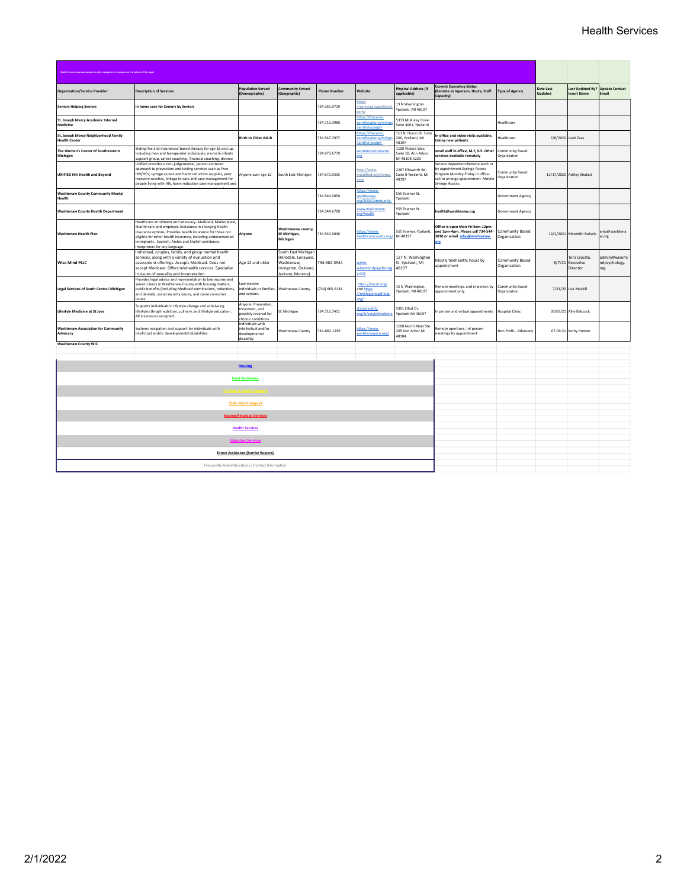# Health Services

Health Services (you can navigate to other categories of assistance at the bottom of this page)

| Organization/Service Provider | Description of Services | Population Served (Demographic) | Community Served (Geographic) | Phone Number | Website | Physical Address (if applicable) | Current Operating Status (Remote vs Inperson, Hours, Staff Capacity) | Type of Agency | Date Last Updated | Last Updated By? Insert Name | Update Contact Email |
|---|---|---|---|---|---|---|---|---|---|---|---|
| Seniors Helping Seniors | In home care for Seniors by Seniors | | | 734.355.9719 | https://seniorcarewestland.com/ | 13 N Washington Ypsilanti, MI 48197 | | | | | |
| St. Joseph Mercy Academic Internal Medicine | | | | 734.712.3980 | https://ihacares.com/locations/mi/ypsilanti/st-joseph- | 5333 McAuley Drive Suite 4001, Ypsilanti | | Healthcare | | | |
| St. Joseph Mercy Neighborhood Family Health Center | | Birth to Older Adult | | 734.547.7977 | https://ihacares.com/locations/mi/ypsilanti/st-joseph- | 111 N. Huron St. Suite 200, Ypsilanti, MI 48197 | In office and video visits available, taking new patients | Healthcare | 7/6/2020 | Leah Zaas | |
| The Women's Center of Southeastern Michigan | Sliding-fee and insuranced-based therapy for age 16 and up, including men and transgender individuals; moms & infants support group, career coaching, financial coaching, divorce | | | 734.973.6779 | womenscenterseemi.org | 1100 Victors Way, Suite 10, Ann Arbor, MI 48108-5220 | small staff in office, M-F, 9-5. Other services available remotely | Community Based Organization | | | |
| UNIFIED HIV Health and Beyond | Unified provides a non-judgemental, person-centered approach to prevention and testing services such as Free HIV/HCV, syringe access and harm reduction supplies, peer recovery coaches, linkage to care and case management for people living with HIV, harm reduction case management and | Anyone over age 12 | South East Michigan | 734.572.9355 | http://www.miunified.org/home.aspx | 2287 Ellsworth Rd. Suite B Ypsilanti, MI 48197 | Service dependent:Remote work or by appointment.Syringe Access Program Monday-Friday in office-call to arrange appointment. Mobile Syringe Access: | Community Based Organization | 12/17/2020 | Ashley Shukait | |
| Washtenaw County Community Mental Health | | | | 734.544.3050 | https://www.washtenaw.org/839/Community- | 555 Towner St. Ypsilanti | | Government Agency | | | |
| Washtenaw County Health Department | | | | 734.544.6700 | www.washtenaw.org/health | 555 Towner St. Ypsilanti | health@washtenaw.org | Government Agency | | | |
| Washtenaw Health Plan | Healthcare enrollment and advocacy- Medicaid, Marketplace, charity care and employer. Assistance in changing health insurance options. Provides health insurance for those not eligible for other health insurance, including undocumented immigrants. Spanish, Arabic and English assistance. Interpreters for any language. | Anyone | Washtenaw county, SE Michigan, Michigan | 734.544.3030 | https://www.healthcarecounts.org/ | 555 Towner, Ypsilanti, MI 48197 | Office is open Mon-Fri 9am-12pm and 1pm-4pm. Please call 734-544-3030 or email whp@washtenaw.org | Community Based Organization | 12/1/2021 | Meredith Buhalis | whp@washtenaw.org |
| Wise Mind PLLC | Individual, couples, family, and group mental health services, along with a variety of evaluation and assessment offerings. Accepts Medicaid. Does not accept Medicare. Offers telehealth services. Specialize in issues of sexuality and incarceration. | Age 12 and older | South East Michigan (Hillsdale, Lenawee, Washtenaw, Livingston, Oakland, Jackson, Monroe) | 734-682-5544 | www.wisemindpsychology.org | 127 N. Washington St. Ypsilanti, MI 48197 | Mostly telehealth; hours by appointment | Community Based Organization | 8/7/21 | Toni Crocilla, Executive Director | admin@wisemindpsychology.org |
| Legal Services of South Central Michigan | Provides legal advice and representation to low income and senior clients in Washtenaw County with housing matters, public benefits (including Medicaid terminations, reductions, and denials), social security issues, and some consumer issues. | Low income individuals or families, and seniors. | Washtenaw County | (734) 665-6181 | https://lsscm.org/ and https://michiganlegalhelp.org/ | 15 S. Washington, Ypsilanti, MI 48197 | Remote meetings, and in-person by appointment only. | Community Based Organization | 7/21/20 | Lisa Maskill | |
| Lifestyle Medicine at St Joes | Supports individuals in lifestyle change and acheiveing lifestyles throgh nutrition, culinary, and lifestyle education. All insurances accepted. | Anyone; Prevention, treatment, and possibly reversal for chronic conditions | SE Michigan | 734.712.7451 | stjoeshealth.org/LifestyleMedicine | 5301 Elliot Dr, Ypsilanti MI 48197 | In person and virtual appointments | Hospital Clinic | 05/03/21 | Allie Babcock | |
| Washtenaw Association for Community Advocacy | Systems navigation and support for individuals with intelletual and/or developmental disabilities. | Individuals with intellectual and/or developmental disability | Washtenaw County | 734-662-1256 | https://www.washtenawaca.org/ | 1100 North Main Ste 205 Ann Arbor MI 48104 | Remote opertions. Inf person meetings by appointment. | Non Profit - Advocacy | 07-09-21 | Kathy Homan | |
| Washtenaw County WIC | | | | | | | | | | | |

Housing

Food Assistance

Children & Youth Supports

Older Adult Support

Income/Financial Services

Health Services

Education Services

Direct Assistance (Barrier Busters)

Frequently Asked Questions / Contact Information